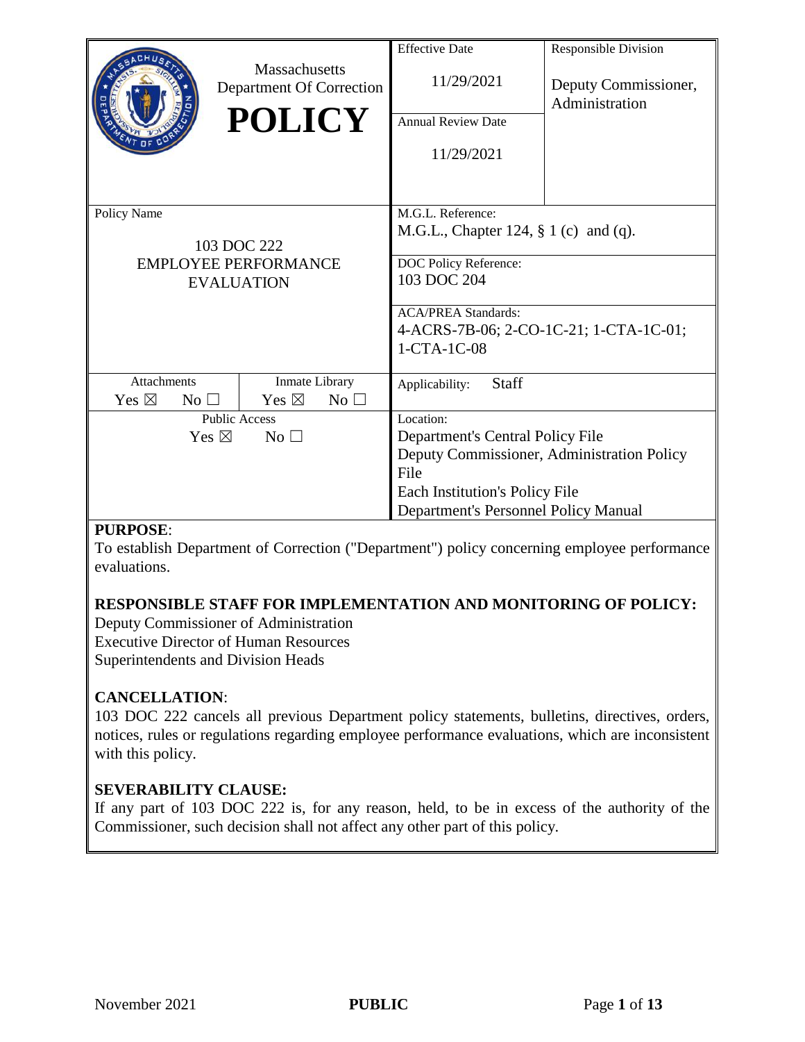| Massachusetts Department Of Correction **POLICY** | Effective Date<br>11/29/2021 | Responsible Division<br>Deputy Commissioner, Administration |
|---|---|---|
| | Annual Review Date<br>11/29/2021 | |
| Policy Name<br>103 DOC 222<br>EMPLOYEE PERFORMANCE EVALUATION | M.G.L. Reference:<br>M.G.L., Chapter 124, § 1 (c) and (q). | |
| | DOC Policy Reference:<br>103 DOC 204 | |
| | ACA/PREA Standards:<br>4-ACRS-7B-06; 2-CO-1C-21; 1-CTA-1C-01; 1-CTA-1C-08 | |
| Attachments: Yes ☒ No ☐ / Inmate Library: Yes ☒ No ☐ | Applicability: Staff | |
| Public Access: Yes ☒ No ☐ | Location:<br>Department's Central Policy File<br>Deputy Commissioner, Administration Policy File<br>Each Institution's Policy File<br>Department's Personnel Policy Manual | |

**PURPOSE**:
To establish Department of Correction ("Department") policy concerning employee performance evaluations.

**RESPONSIBLE STAFF FOR IMPLEMENTATION AND MONITORING OF POLICY:**
Deputy Commissioner of Administration
Executive Director of Human Resources
Superintendents and Division Heads

**CANCELLATION**:
103 DOC 222 cancels all previous Department policy statements, bulletins, directives, orders, notices, rules or regulations regarding employee performance evaluations, which are inconsistent with this policy.

**SEVERABILITY CLAUSE:**
If any part of 103 DOC 222 is, for any reason, held, to be in excess of the authority of the Commissioner, such decision shall not affect any other part of this policy.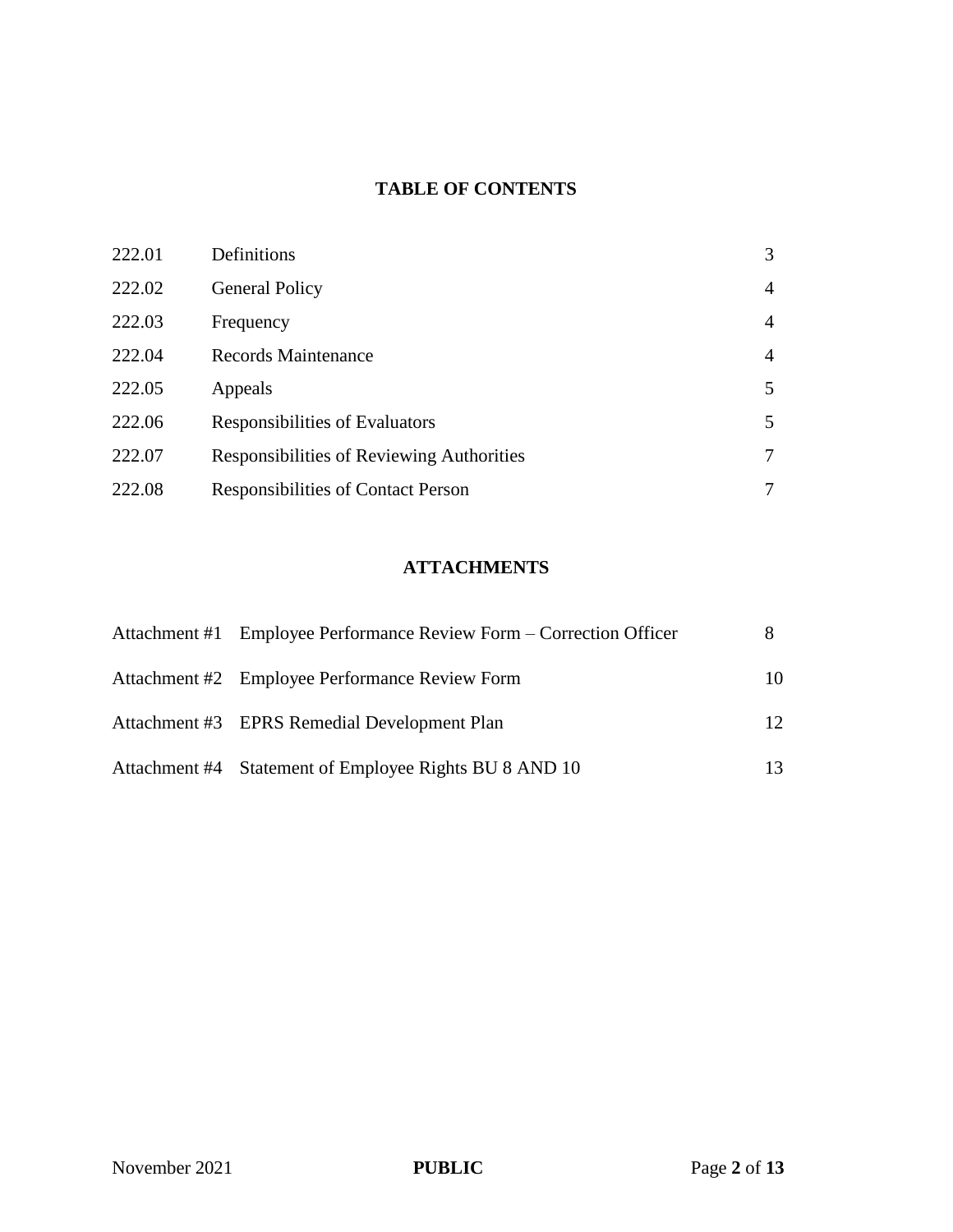## TABLE OF CONTENTS

| | | |
|---|---|---|
| 222.01 | Definitions | 3 |
| 222.02 | General Policy | 4 |
| 222.03 | Frequency | 4 |
| 222.04 | Records Maintenance | 4 |
| 222.05 | Appeals | 5 |
| 222.06 | Responsibilities of Evaluators | 5 |
| 222.07 | Responsibilities of Reviewing Authorities | 7 |
| 222.08 | Responsibilities of Contact Person | 7 |

## ATTACHMENTS

| | | |
|---|---|---|
| Attachment #1 | Employee Performance Review Form – Correction Officer | 8 |
| Attachment #2 | Employee Performance Review Form | 10 |
| Attachment #3 | EPRS Remedial Development Plan | 12 |
| Attachment #4 | Statement of Employee Rights BU 8 AND 10 | 13 |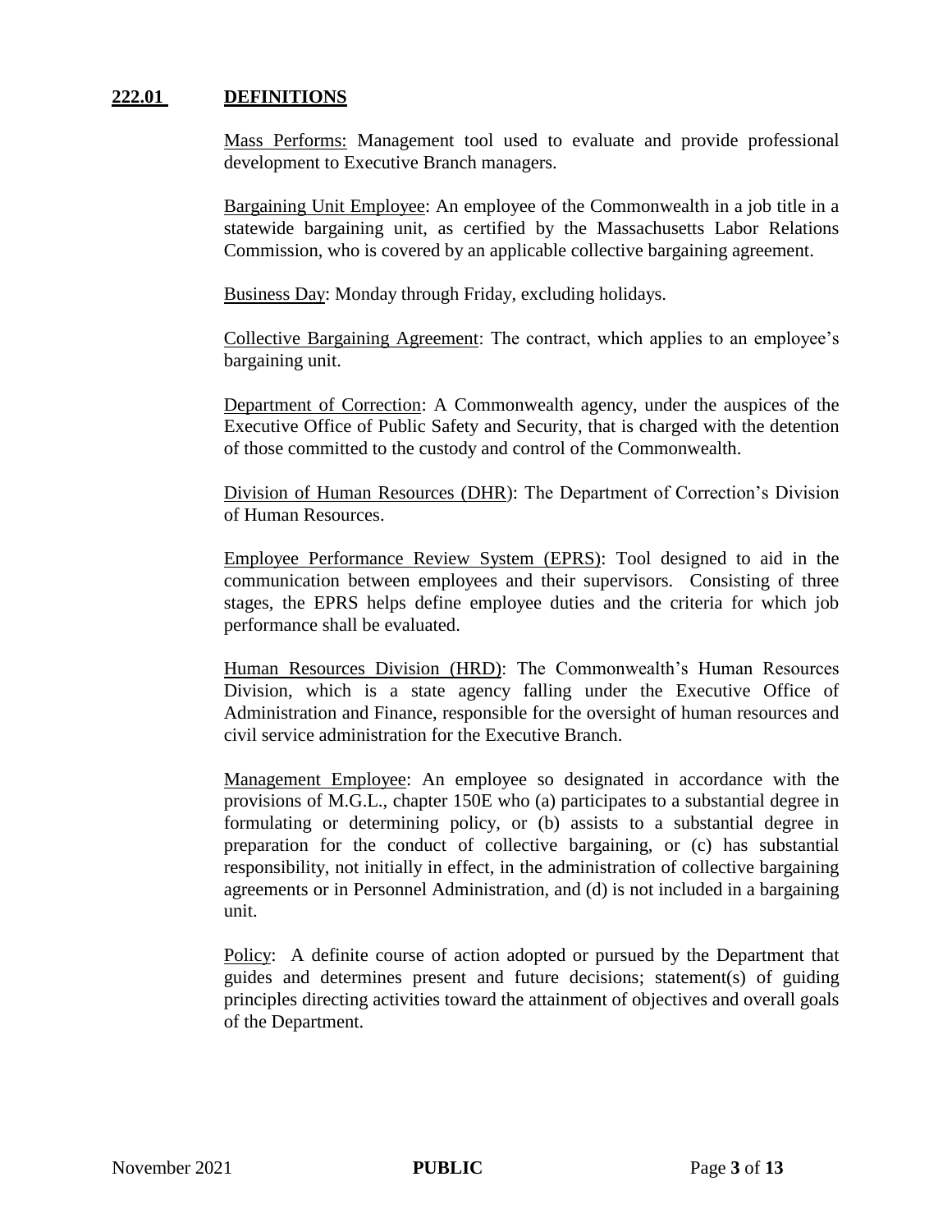## 222.01 DEFINITIONS

Mass Performs: Management tool used to evaluate and provide professional development to Executive Branch managers.

Bargaining Unit Employee: An employee of the Commonwealth in a job title in a statewide bargaining unit, as certified by the Massachusetts Labor Relations Commission, who is covered by an applicable collective bargaining agreement.

Business Day: Monday through Friday, excluding holidays.

Collective Bargaining Agreement: The contract, which applies to an employee's bargaining unit.

Department of Correction: A Commonwealth agency, under the auspices of the Executive Office of Public Safety and Security, that is charged with the detention of those committed to the custody and control of the Commonwealth.

Division of Human Resources (DHR): The Department of Correction's Division of Human Resources.

Employee Performance Review System (EPRS): Tool designed to aid in the communication between employees and their supervisors. Consisting of three stages, the EPRS helps define employee duties and the criteria for which job performance shall be evaluated.

Human Resources Division (HRD): The Commonwealth's Human Resources Division, which is a state agency falling under the Executive Office of Administration and Finance, responsible for the oversight of human resources and civil service administration for the Executive Branch.

Management Employee: An employee so designated in accordance with the provisions of M.G.L., chapter 150E who (a) participates to a substantial degree in formulating or determining policy, or (b) assists to a substantial degree in preparation for the conduct of collective bargaining, or (c) has substantial responsibility, not initially in effect, in the administration of collective bargaining agreements or in Personnel Administration, and (d) is not included in a bargaining unit.

Policy: A definite course of action adopted or pursued by the Department that guides and determines present and future decisions; statement(s) of guiding principles directing activities toward the attainment of objectives and overall goals of the Department.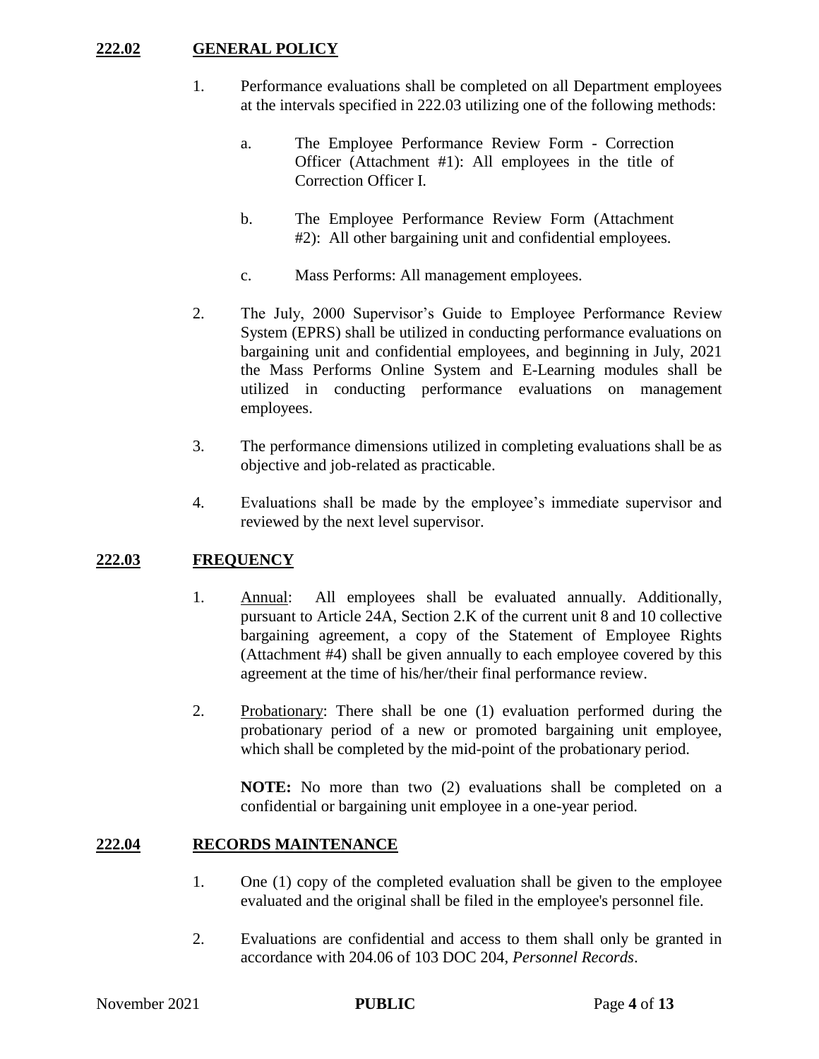## 222.02 GENERAL POLICY

1. Performance evaluations shall be completed on all Department employees at the intervals specified in 222.03 utilizing one of the following methods:

   a. The Employee Performance Review Form - Correction Officer (Attachment #1): All employees in the title of Correction Officer I.

   b. The Employee Performance Review Form (Attachment #2): All other bargaining unit and confidential employees.

   c. Mass Performs: All management employees.

2. The July, 2000 Supervisor's Guide to Employee Performance Review System (EPRS) shall be utilized in conducting performance evaluations on bargaining unit and confidential employees, and beginning in July, 2021 the Mass Performs Online System and E-Learning modules shall be utilized in conducting performance evaluations on management employees.

3. The performance dimensions utilized in completing evaluations shall be as objective and job-related as practicable.

4. Evaluations shall be made by the employee's immediate supervisor and reviewed by the next level supervisor.

## 222.03 FREQUENCY

1. Annual: All employees shall be evaluated annually. Additionally, pursuant to Article 24A, Section 2.K of the current unit 8 and 10 collective bargaining agreement, a copy of the Statement of Employee Rights (Attachment #4) shall be given annually to each employee covered by this agreement at the time of his/her/their final performance review.

2. Probationary: There shall be one (1) evaluation performed during the probationary period of a new or promoted bargaining unit employee, which shall be completed by the mid-point of the probationary period.

   **NOTE:** No more than two (2) evaluations shall be completed on a confidential or bargaining unit employee in a one-year period.

## 222.04 RECORDS MAINTENANCE

1. One (1) copy of the completed evaluation shall be given to the employee evaluated and the original shall be filed in the employee's personnel file.

2. Evaluations are confidential and access to them shall only be granted in accordance with 204.06 of 103 DOC 204, *Personnel Records*.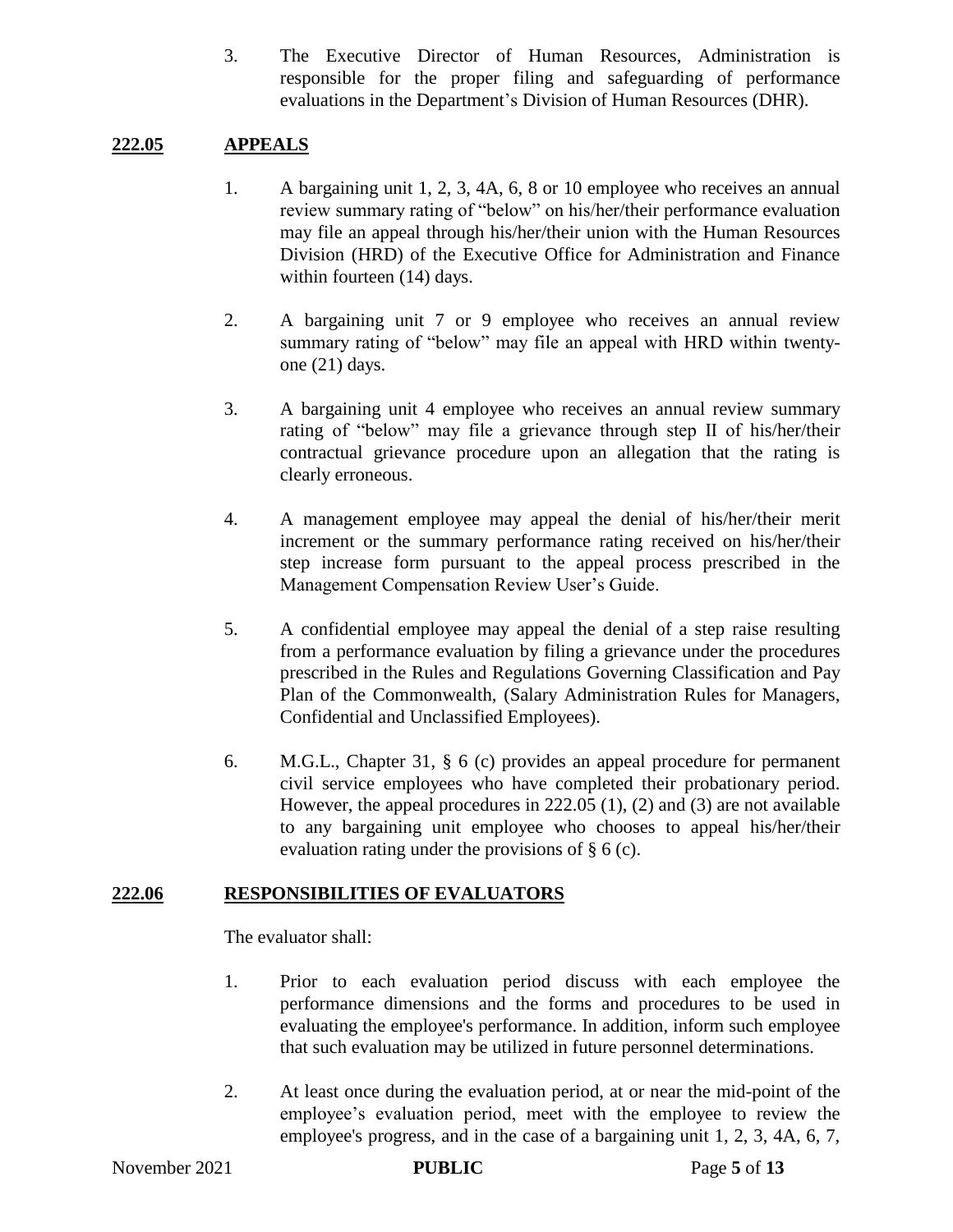3. The Executive Director of Human Resources, Administration is responsible for the proper filing and safeguarding of performance evaluations in the Department's Division of Human Resources (DHR).

## 222.05 APPEALS

1. A bargaining unit 1, 2, 3, 4A, 6, 8 or 10 employee who receives an annual review summary rating of "below" on his/her/their performance evaluation may file an appeal through his/her/their union with the Human Resources Division (HRD) of the Executive Office for Administration and Finance within fourteen (14) days.

2. A bargaining unit 7 or 9 employee who receives an annual review summary rating of "below" may file an appeal with HRD within twenty-one (21) days.

3. A bargaining unit 4 employee who receives an annual review summary rating of "below" may file a grievance through step II of his/her/their contractual grievance procedure upon an allegation that the rating is clearly erroneous.

4. A management employee may appeal the denial of his/her/their merit increment or the summary performance rating received on his/her/their step increase form pursuant to the appeal process prescribed in the Management Compensation Review User's Guide.

5. A confidential employee may appeal the denial of a step raise resulting from a performance evaluation by filing a grievance under the procedures prescribed in the Rules and Regulations Governing Classification and Pay Plan of the Commonwealth, (Salary Administration Rules for Managers, Confidential and Unclassified Employees).

6. M.G.L., Chapter 31, § 6 (c) provides an appeal procedure for permanent civil service employees who have completed their probationary period. However, the appeal procedures in 222.05 (1), (2) and (3) are not available to any bargaining unit employee who chooses to appeal his/her/their evaluation rating under the provisions of § 6 (c).

## 222.06 RESPONSIBILITIES OF EVALUATORS

The evaluator shall:

1. Prior to each evaluation period discuss with each employee the performance dimensions and the forms and procedures to be used in evaluating the employee's performance. In addition, inform such employee that such evaluation may be utilized in future personnel determinations.

2. At least once during the evaluation period, at or near the mid-point of the employee's evaluation period, meet with the employee to review the employee's progress, and in the case of a bargaining unit 1, 2, 3, 4A, 6, 7,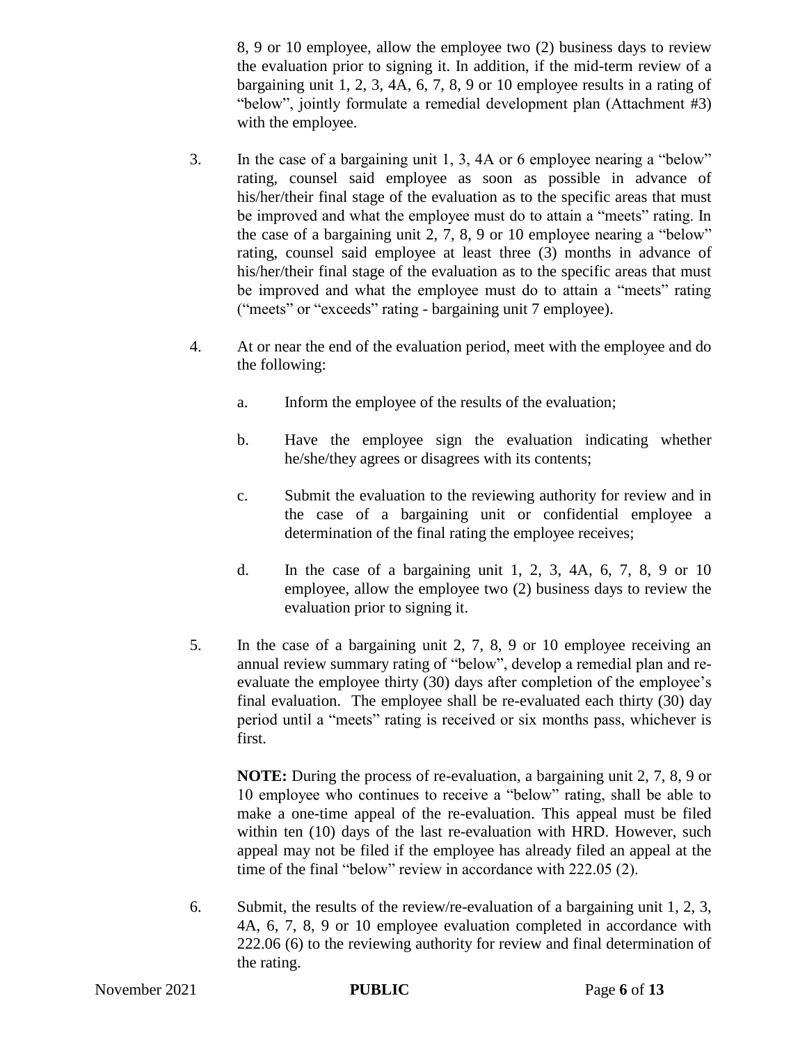8, 9 or 10 employee, allow the employee two (2) business days to review the evaluation prior to signing it. In addition, if the mid-term review of a bargaining unit 1, 2, 3, 4A, 6, 7, 8, 9 or 10 employee results in a rating of "below", jointly formulate a remedial development plan (Attachment #3) with the employee.

3. In the case of a bargaining unit 1, 3, 4A or 6 employee nearing a "below" rating, counsel said employee as soon as possible in advance of his/her/their final stage of the evaluation as to the specific areas that must be improved and what the employee must do to attain a "meets" rating. In the case of a bargaining unit 2, 7, 8, 9 or 10 employee nearing a "below" rating, counsel said employee at least three (3) months in advance of his/her/their final stage of the evaluation as to the specific areas that must be improved and what the employee must do to attain a "meets" rating ("meets" or "exceeds" rating - bargaining unit 7 employee).

4. At or near the end of the evaluation period, meet with the employee and do the following:

   a. Inform the employee of the results of the evaluation;

   b. Have the employee sign the evaluation indicating whether he/she/they agrees or disagrees with its contents;

   c. Submit the evaluation to the reviewing authority for review and in the case of a bargaining unit or confidential employee a determination of the final rating the employee receives;

   d. In the case of a bargaining unit 1, 2, 3, 4A, 6, 7, 8, 9 or 10 employee, allow the employee two (2) business days to review the evaluation prior to signing it.

5. In the case of a bargaining unit 2, 7, 8, 9 or 10 employee receiving an annual review summary rating of "below", develop a remedial plan and re-evaluate the employee thirty (30) days after completion of the employee's final evaluation. The employee shall be re-evaluated each thirty (30) day period until a "meets" rating is received or six months pass, whichever is first.

   **NOTE:** During the process of re-evaluation, a bargaining unit 2, 7, 8, 9 or 10 employee who continues to receive a "below" rating, shall be able to make a one-time appeal of the re-evaluation. This appeal must be filed within ten (10) days of the last re-evaluation with HRD. However, such appeal may not be filed if the employee has already filed an appeal at the time of the final "below" review in accordance with 222.05 (2).

6. Submit, the results of the review/re-evaluation of a bargaining unit 1, 2, 3, 4A, 6, 7, 8, 9 or 10 employee evaluation completed in accordance with 222.06 (6) to the reviewing authority for review and final determination of the rating.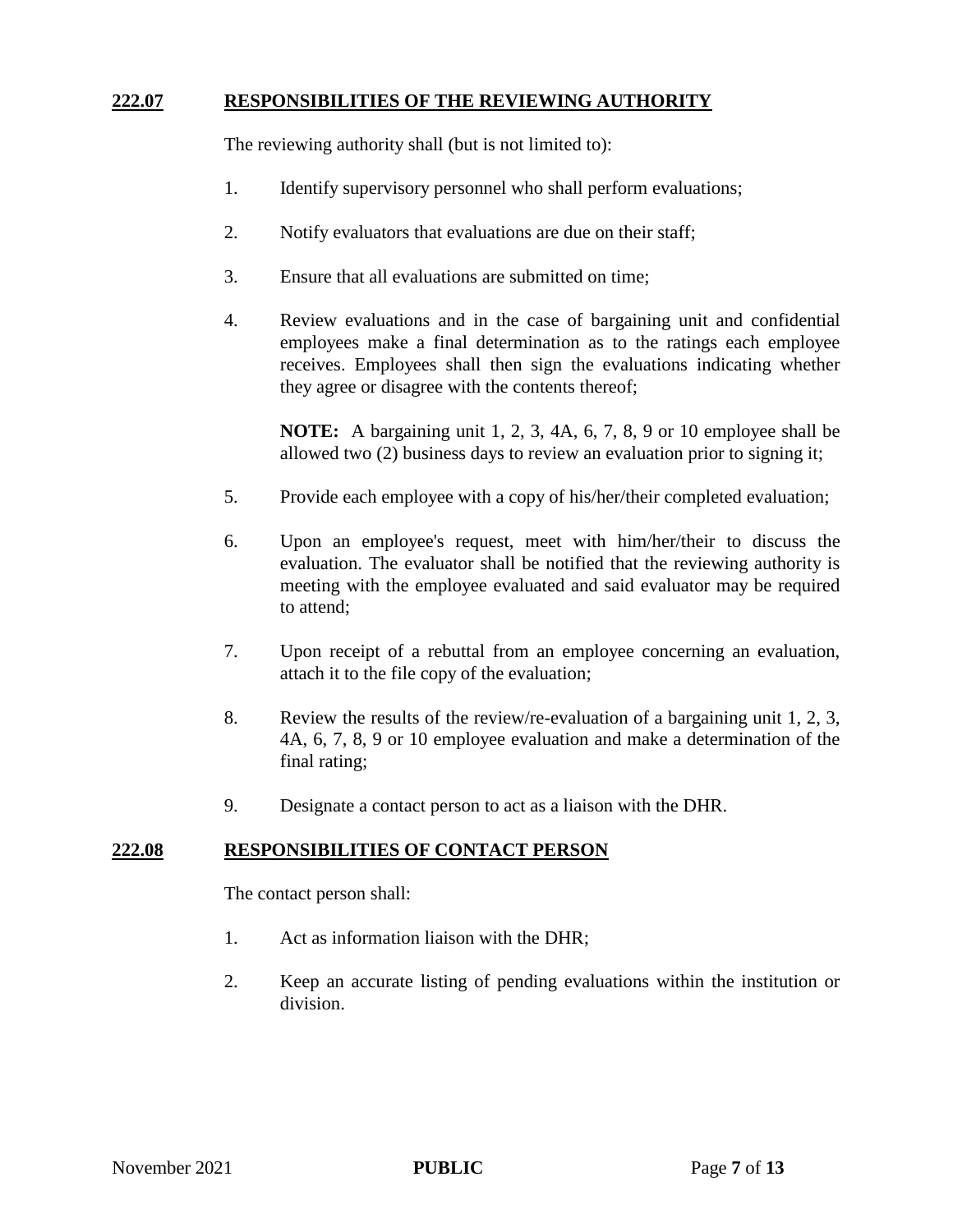## 222.07 RESPONSIBILITIES OF THE REVIEWING AUTHORITY

The reviewing authority shall (but is not limited to):

1. Identify supervisory personnel who shall perform evaluations;

2. Notify evaluators that evaluations are due on their staff;

3. Ensure that all evaluations are submitted on time;

4. Review evaluations and in the case of bargaining unit and confidential employees make a final determination as to the ratings each employee receives. Employees shall then sign the evaluations indicating whether they agree or disagree with the contents thereof;

   **NOTE:** A bargaining unit 1, 2, 3, 4A, 6, 7, 8, 9 or 10 employee shall be allowed two (2) business days to review an evaluation prior to signing it;

5. Provide each employee with a copy of his/her/their completed evaluation;

6. Upon an employee's request, meet with him/her/their to discuss the evaluation. The evaluator shall be notified that the reviewing authority is meeting with the employee evaluated and said evaluator may be required to attend;

7. Upon receipt of a rebuttal from an employee concerning an evaluation, attach it to the file copy of the evaluation;

8. Review the results of the review/re-evaluation of a bargaining unit 1, 2, 3, 4A, 6, 7, 8, 9 or 10 employee evaluation and make a determination of the final rating;

9. Designate a contact person to act as a liaison with the DHR.

## 222.08 RESPONSIBILITIES OF CONTACT PERSON

The contact person shall:

1. Act as information liaison with the DHR;

2. Keep an accurate listing of pending evaluations within the institution or division.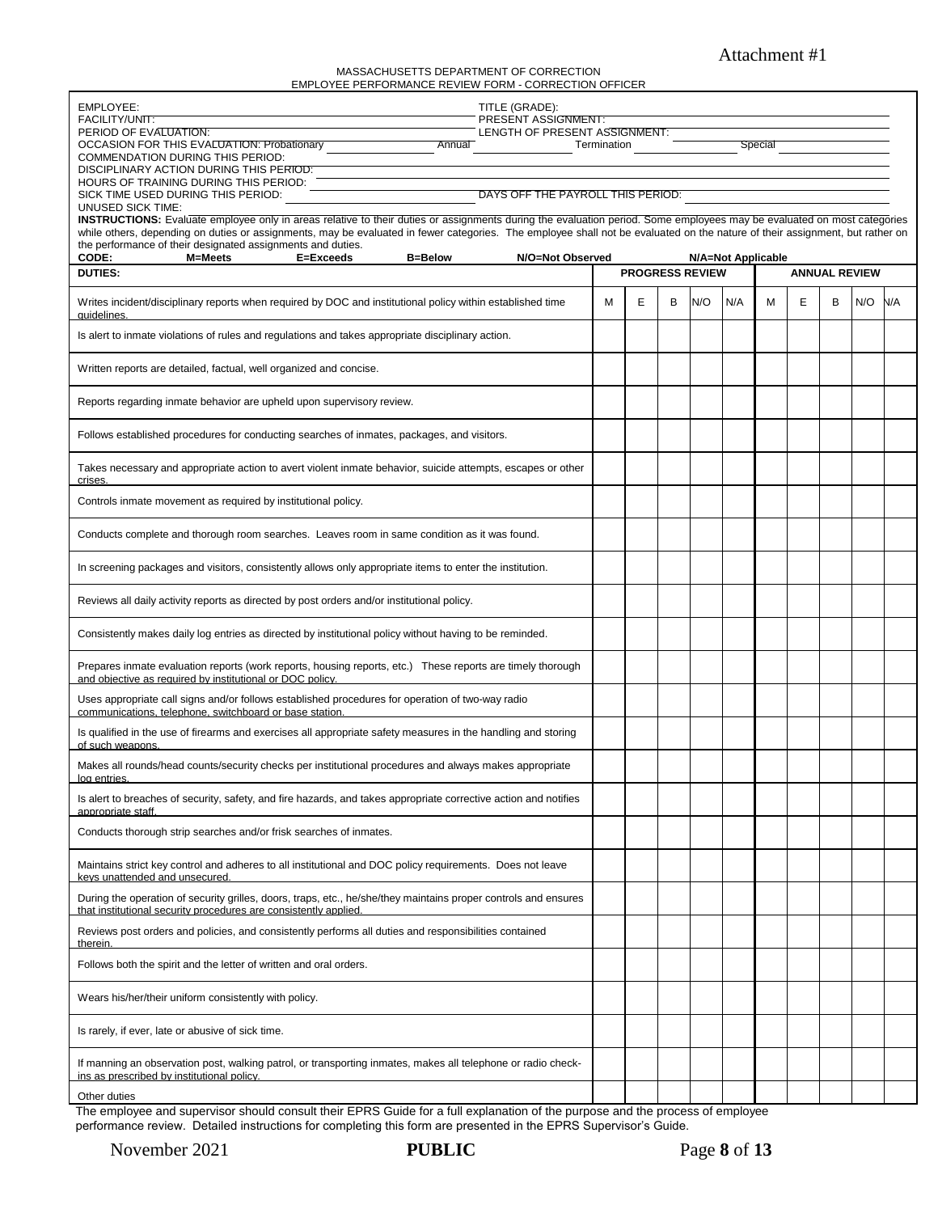Attachment #1

MASSACHUSETTS DEPARTMENT OF CORRECTION
EMPLOYEE PERFORMANCE REVIEW FORM - CORRECTION OFFICER

EMPLOYEE: \_\_\_\_\_\_\_\_\_\_ TITLE (GRADE): \_\_\_\_\_\_\_\_\_\_

FACILITY/UNIT: \_\_\_\_\_\_\_\_\_\_ PRESENT ASSIGNMENT: \_\_\_\_\_\_\_\_\_\_

PERIOD OF EVALUATION: \_\_\_\_\_\_\_\_\_\_ LENGTH OF PRESENT ASSIGNMENT: \_\_\_\_\_\_\_\_\_\_

OCCASION FOR THIS EVALUATION: Probationary \_\_\_\_\_ Annual \_\_\_\_\_ Termination \_\_\_\_\_ Special \_\_\_\_\_

COMMENDATION DURING THIS PERIOD: \_\_\_\_\_\_\_\_\_\_

DISCIPLINARY ACTION DURING THIS PERIOD: \_\_\_\_\_\_\_\_\_\_

HOURS OF TRAINING DURING THIS PERIOD: \_\_\_\_\_\_\_\_\_\_

SICK TIME USED DURING THIS PERIOD: \_\_\_\_\_\_\_\_\_\_ DAYS OFF THE PAYROLL THIS PERIOD: \_\_\_\_\_\_\_\_\_\_

UNUSED SICK TIME: \_\_\_\_\_\_\_\_\_\_

**INSTRUCTIONS:** Evaluate employee only in areas relative to their duties or assignments during the evaluation period. Some employees may be evaluated on most categories while others, depending on duties or assignments, may be evaluated in fewer categories. The employee shall not be evaluated on the nature of their assignment, but rather on the performance of their designated assignments and duties.

**CODE:** **M=Meets** **E=Exceeds** **B=Below** **N/O=Not Observed** **N/A=Not Applicable**

| DUTIES: | PROGRESS REVIEW | | | | | ANNUAL REVIEW | | | | |
|---|---|---|---|---|---|---|---|---|---|---|
| | M | E | B | N/O | N/A | M | E | B | N/O | N/A |
| Writes incident/disciplinary reports when required by DOC and institutional policy within established time guidelines. | | | | | | | | | | |
| Is alert to inmate violations of rules and regulations and takes appropriate disciplinary action. | | | | | | | | | | |
| Written reports are detailed, factual, well organized and concise. | | | | | | | | | | |
| Reports regarding inmate behavior are upheld upon supervisory review. | | | | | | | | | | |
| Follows established procedures for conducting searches of inmates, packages, and visitors. | | | | | | | | | | |
| Takes necessary and appropriate action to avert violent inmate behavior, suicide attempts, escapes or other crises. | | | | | | | | | | |
| Controls inmate movement as required by institutional policy. | | | | | | | | | | |
| Conducts complete and thorough room searches. Leaves room in same condition as it was found. | | | | | | | | | | |
| In screening packages and visitors, consistently allows only appropriate items to enter the institution. | | | | | | | | | | |
| Reviews all daily activity reports as directed by post orders and/or institutional policy. | | | | | | | | | | |
| Consistently makes daily log entries as directed by institutional policy without having to be reminded. | | | | | | | | | | |
| Prepares inmate evaluation reports (work reports, housing reports, etc.) These reports are timely thorough and objective as required by institutional or DOC policy. | | | | | | | | | | |
| Uses appropriate call signs and/or follows established procedures for operation of two-way radio communications, telephone, switchboard or base station. | | | | | | | | | | |
| Is qualified in the use of firearms and exercises all appropriate safety measures in the handling and storing of such weapons. | | | | | | | | | | |
| Makes all rounds/head counts/security checks per institutional procedures and always makes appropriate log entries. | | | | | | | | | | |
| Is alert to breaches of security, safety, and fire hazards, and takes appropriate corrective action and notifies appropriate staff. | | | | | | | | | | |
| Conducts thorough strip searches and/or frisk searches of inmates. | | | | | | | | | | |
| Maintains strict key control and adheres to all institutional and DOC policy requirements. Does not leave keys unattended and unsecured. | | | | | | | | | | |
| During the operation of security grilles, doors, traps, etc., he/she/they maintains proper controls and ensures that institutional security procedures are consistently applied. | | | | | | | | | | |
| Reviews post orders and policies, and consistently performs all duties and responsibilities contained therein. | | | | | | | | | | |
| Follows both the spirit and the letter of written and oral orders. | | | | | | | | | | |
| Wears his/her/their uniform consistently with policy. | | | | | | | | | | |
| Is rarely, if ever, late or abusive of sick time. | | | | | | | | | | |
| If manning an observation post, walking patrol, or transporting inmates, makes all telephone or radio check-ins as prescribed by institutional policy. | | | | | | | | | | |
| Other duties | | | | | | | | | | |

The employee and supervisor should consult their EPRS Guide for a full explanation of the purpose and the process of employee performance review. Detailed instructions for completing this form are presented in the EPRS Supervisor's Guide.

November 2021 **PUBLIC**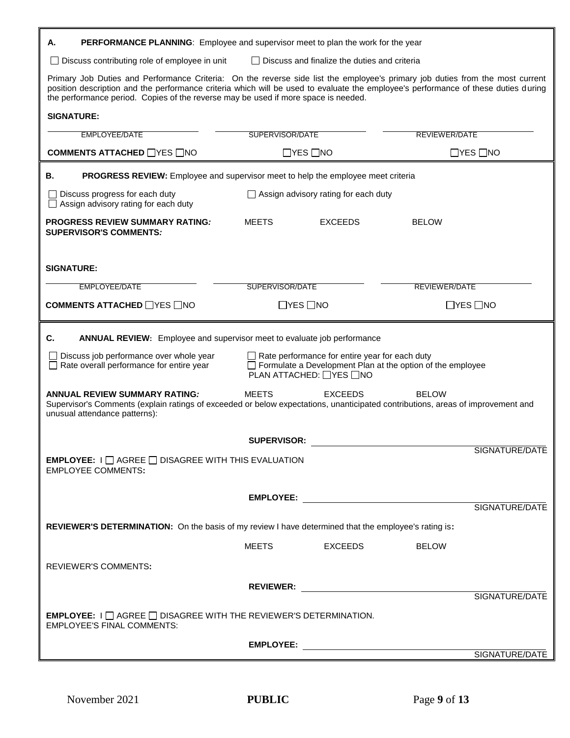**A. PERFORMANCE PLANNING**: Employee and supervisor meet to plan the work for the year

☐ Discuss contributing role of employee in unit ☐ Discuss and finalize the duties and criteria

Primary Job Duties and Performance Criteria: On the reverse side list the employee's primary job duties from the most current position description and the performance criteria which will be used to evaluate the employee's performance of these duties during the performance period. Copies of the reverse may be used if more space is needed.

**SIGNATURE:**

| EMPLOYEE/DATE | SUPERVISOR/DATE | REVIEWER/DATE |
|---|---|---|
| **COMMENTS ATTACHED** ☐YES ☐NO | ☐YES ☐NO | ☐YES ☐NO |

**B. PROGRESS REVIEW:** Employee and supervisor meet to help the employee meet criteria

☐ Discuss progress for each duty
☐ Assign advisory rating for each duty
☐ Assign advisory rating for each duty

**PROGRESS REVIEW SUMMARY RATING:** MEETS EXCEEDS BELOW

**SUPERVISOR'S COMMENTS:**

**SIGNATURE:**

| EMPLOYEE/DATE | SUPERVISOR/DATE | REVIEWER/DATE |
|---|---|---|
| **COMMENTS ATTACHED** ☐YES ☐NO | ☐YES ☐NO | ☐YES ☐NO |

**C. ANNUAL REVIEW**: Employee and supervisor meet to evaluate job performance

☐ Discuss job performance over whole year
☐ Rate overall performance for entire year
☐ Rate performance for entire year for each duty
☐ Formulate a Development Plan at the option of the employee
PLAN ATTACHED: ☐YES ☐NO

**ANNUAL REVIEW SUMMARY RATING:** MEETS EXCEEDS BELOW

Supervisor's Comments (explain ratings of exceeded or below expectations, unanticipated contributions, areas of improvement and unusual attendance patterns):

**SUPERVISOR:** ______________________ SIGNATURE/DATE

**EMPLOYEE:** I ☐ AGREE ☐ DISAGREE WITH THIS EVALUATION

EMPLOYEE COMMENTS**:**

**EMPLOYEE:** ______________________ SIGNATURE/DATE

**REVIEWER'S DETERMINATION:** On the basis of my review I have determined that the employee's rating is**:**

MEETS EXCEEDS BELOW

REVIEWER'S COMMENTS**:**

**REVIEWER:** ______________________ SIGNATURE/DATE

**EMPLOYEE:** I ☐ AGREE ☐ DISAGREE WITH THE REVIEWER'S DETERMINATION.

EMPLOYEE'S FINAL COMMENTS:

**EMPLOYEE:** ______________________ SIGNATURE/DATE

November 2021 **PUBLIC**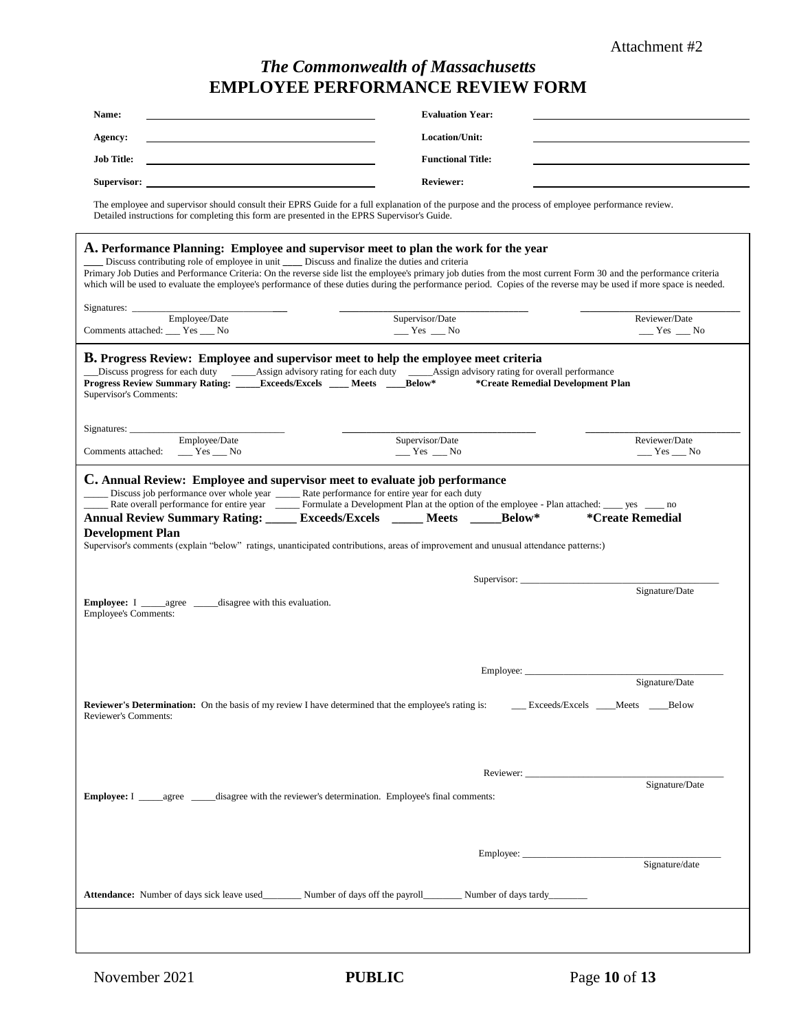Attachment #2

# *The Commonwealth of Massachusetts*
# EMPLOYEE PERFORMANCE REVIEW FORM

**Name:** ______________________ **Evaluation Year:** ______________________

**Agency:** ______________________ **Location/Unit:** ______________________

**Job Title:** ______________________ **Functional Title:** ______________________

**Supervisor:** ______________________ **Reviewer:** ______________________

The employee and supervisor should consult their EPRS Guide for a full explanation of the purpose and the process of employee performance review. Detailed instructions for completing this form are presented in the EPRS Supervisor's Guide.

## A. Performance Planning: Employee and supervisor meet to plan the work for the year

____ Discuss contributing role of employee in unit ____ Discuss and finalize the duties and criteria

Primary Job Duties and Performance Criteria: On the reverse side list the employee's primary job duties from the most current Form 30 and the performance criteria which will be used to evaluate the employee's performance of these duties during the performance period. Copies of the reverse may be used if more space is needed.

Signatures: ______________________ ______________________ ______________________

Employee/Date | Supervisor/Date | Reviewer/Date

Comments attached: ___ Yes ___ No | ___ Yes ___ No | ___ Yes ___ No

## B. Progress Review: Employee and supervisor meet to help the employee meet criteria

___Discuss progress for each duty _____Assign advisory rating for each duty _____Assign advisory rating for overall performance

**Progress Review Summary Rating: _____Exceeds/Excels ____ Meets ____Below\*   \*Create Remedial Development Plan**

Supervisor's Comments:

Signatures: ______________________ ______________________ ______________________

Employee/Date | Supervisor/Date | Reviewer/Date

Comments attached: ___ Yes ___ No | ___ Yes ___ No | ___ Yes ___ No

## C. Annual Review: Employee and supervisor meet to evaluate job performance

_____ Discuss job performance over whole year _____ Rate performance for entire year for each duty

_____ Rate overall performance for entire year _____ Formulate a Development Plan at the option of the employee - Plan attached: ____ yes ____ no

**Annual Review Summary Rating: _____ Exceeds/Excels _____ Meets _____Below\*   \*Create Remedial Development Plan**

Supervisor's comments (explain "below" ratings, unanticipated contributions, areas of improvement and unusual attendance patterns:)

Supervisor: ______________________
Signature/Date

**Employee:** I _____agree _____disagree with this evaluation.

Employee's Comments:

Employee: ______________________
Signature/Date

**Reviewer's Determination:** On the basis of my review I have determined that the employee's rating is: ___ Exceeds/Excels ____Meets ____Below

Reviewer's Comments:

Reviewer: ______________________
Signature/Date

**Employee:** I _____agree _____disagree with the reviewer's determination. Employee's final comments:

Employee: ______________________
Signature/date

**Attendance:** Number of days sick leave used________ Number of days off the payroll________ Number of days tardy________

November 2021 **PUBLIC**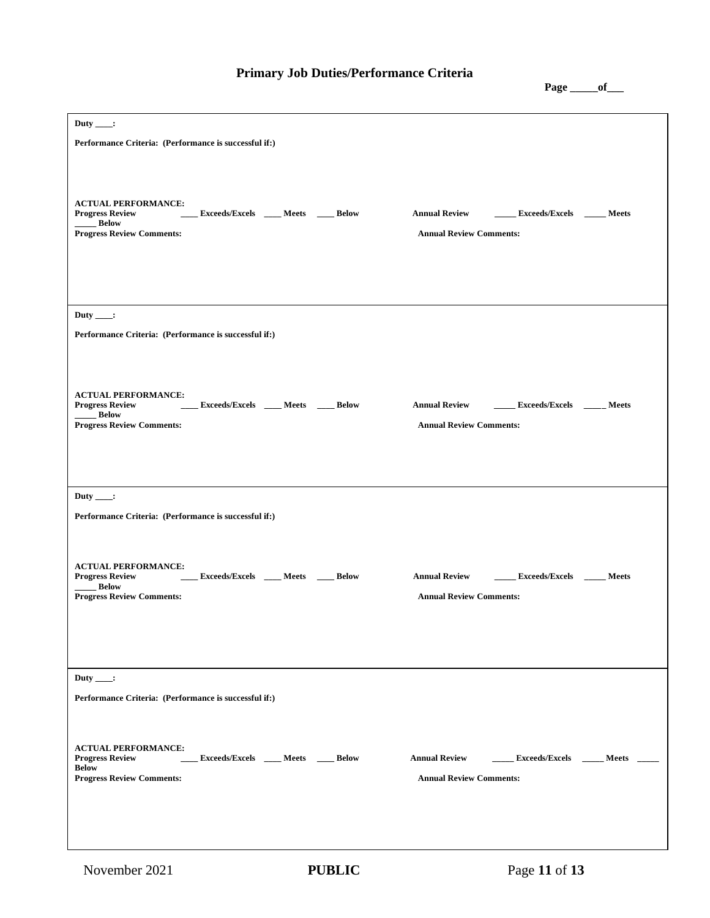## Primary Job Duties/Performance Criteria

**Page _____of___**

**Duty ____:**

**Performance Criteria: (Performance is successful if:)**

**ACTUAL PERFORMANCE:**
**Progress Review** ____ **Exceeds/Excels** ____ **Meets** ____ **Below** **Annual Review** _____ **Exceeds/Excels** _____ **Meets** _____ **Below**

**Progress Review Comments:** **Annual Review Comments:**

---

**Duty ____:**

**Performance Criteria: (Performance is successful if:)**

**ACTUAL PERFORMANCE:**
**Progress Review** ____ **Exceeds/Excels** ____ **Meets** ____ **Below** **Annual Review** _____ **Exceeds/Excels** _____ **Meets** _____ **Below**

**Progress Review Comments:** **Annual Review Comments:**

---

**Duty ____:**

**Performance Criteria: (Performance is successful if:)**

**ACTUAL PERFORMANCE:**
**Progress Review** ____ **Exceeds/Excels** ____ **Meets** ____ **Below** **Annual Review** _____ **Exceeds/Excels** _____ **Meets** _____ **Below**

**Progress Review Comments:** **Annual Review Comments:**

---

**Duty ____:**

**Performance Criteria: (Performance is successful if:)**

**ACTUAL PERFORMANCE:**
**Progress Review** ____ **Exceeds/Excels** ____ **Meets** ____ **Below** **Annual Review** _____ **Exceeds/Excels** _____ **Meets** _____ **Below**

**Progress Review Comments:** **Annual Review Comments:**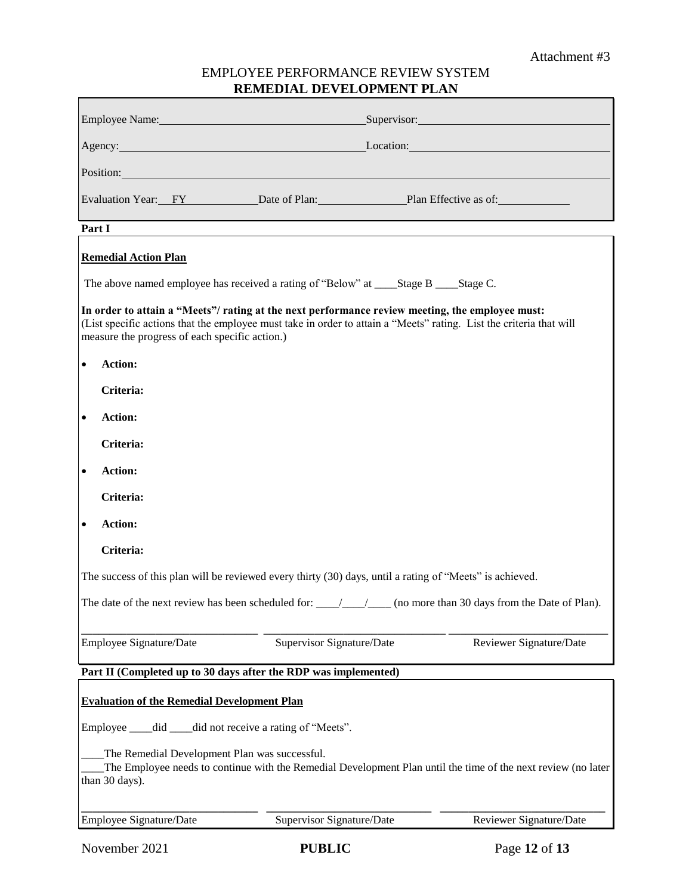Attachment #3

# EMPLOYEE PERFORMANCE REVIEW SYSTEM

## REMEDIAL DEVELOPMENT PLAN

Employee Name:\_\_\_\_\_\_\_\_\_\_\_\_\_\_\_\_\_\_\_\_\_\_\_\_\_\_\_\_\_\_ Supervisor:\_\_\_\_\_\_\_\_\_\_\_\_\_\_\_\_\_\_\_\_\_\_\_\_\_\_\_\_\_\_

Agency:\_\_\_\_\_\_\_\_\_\_\_\_\_\_\_\_\_\_\_\_\_\_\_\_\_\_\_\_\_\_\_\_\_\_\_\_ Location:\_\_\_\_\_\_\_\_\_\_\_\_\_\_\_\_\_\_\_\_\_\_\_\_\_\_\_\_\_\_\_\_

Position:\_\_\_\_\_\_\_\_\_\_\_\_\_\_\_\_\_\_\_\_\_\_\_\_\_\_\_\_\_\_\_\_\_\_\_\_\_\_\_\_\_\_\_\_\_\_\_\_\_\_\_\_\_\_\_\_\_\_\_\_\_\_\_\_

Evaluation Year: FY\_\_\_\_\_\_\_\_\_\_ Date of Plan:\_\_\_\_\_\_\_\_\_\_\_\_\_\_ Plan Effective as of:\_\_\_\_\_\_\_\_\_\_\_\_

**Part I**

**Remedial Action Plan**

The above named employee has received a rating of "Below" at \_\_\_\_Stage B \_\_\_\_Stage C.

**In order to attain a "Meets"/ rating at the next performance review meeting, the employee must:**
(List specific actions that the employee must take in order to attain a "Meets" rating. List the criteria that will measure the progress of each specific action.)

- **Action:**

  **Criteria:**

- **Action:**

  **Criteria:**

- **Action:**

  **Criteria:**

- **Action:**

  **Criteria:**

The success of this plan will be reviewed every thirty (30) days, until a rating of "Meets" is achieved.

The date of the next review has been scheduled for: \_\_\_\_/\_\_\_\_/\_\_\_\_ (no more than 30 days from the Date of Plan).

\_\_\_\_\_\_\_\_\_\_\_\_\_\_\_\_\_\_\_\_\_\_\_\_\_ \_\_\_\_\_\_\_\_\_\_\_\_\_\_\_\_\_\_\_\_\_\_\_\_\_ \_\_\_\_\_\_\_\_\_\_\_\_\_\_\_\_\_\_\_\_\_\_\_\_\_

Employee Signature/Date    Supervisor Signature/Date    Reviewer Signature/Date

**Part II (Completed up to 30 days after the RDP was implemented)**

**Evaluation of the Remedial Development Plan**

Employee \_\_\_\_did \_\_\_\_did not receive a rating of "Meets".

\_\_\_\_The Remedial Development Plan was successful.
\_\_\_\_The Employee needs to continue with the Remedial Development Plan until the time of the next review (no later than 30 days).

\_\_\_\_\_\_\_\_\_\_\_\_\_\_\_\_\_\_\_\_\_\_\_\_\_ \_\_\_\_\_\_\_\_\_\_\_\_\_\_\_\_\_\_\_\_\_\_\_\_\_ \_\_\_\_\_\_\_\_\_\_\_\_\_\_\_\_\_\_\_\_\_\_\_\_\_

Employee Signature/Date    Supervisor Signature/Date    Reviewer Signature/Date

November 2021    **PUBLIC**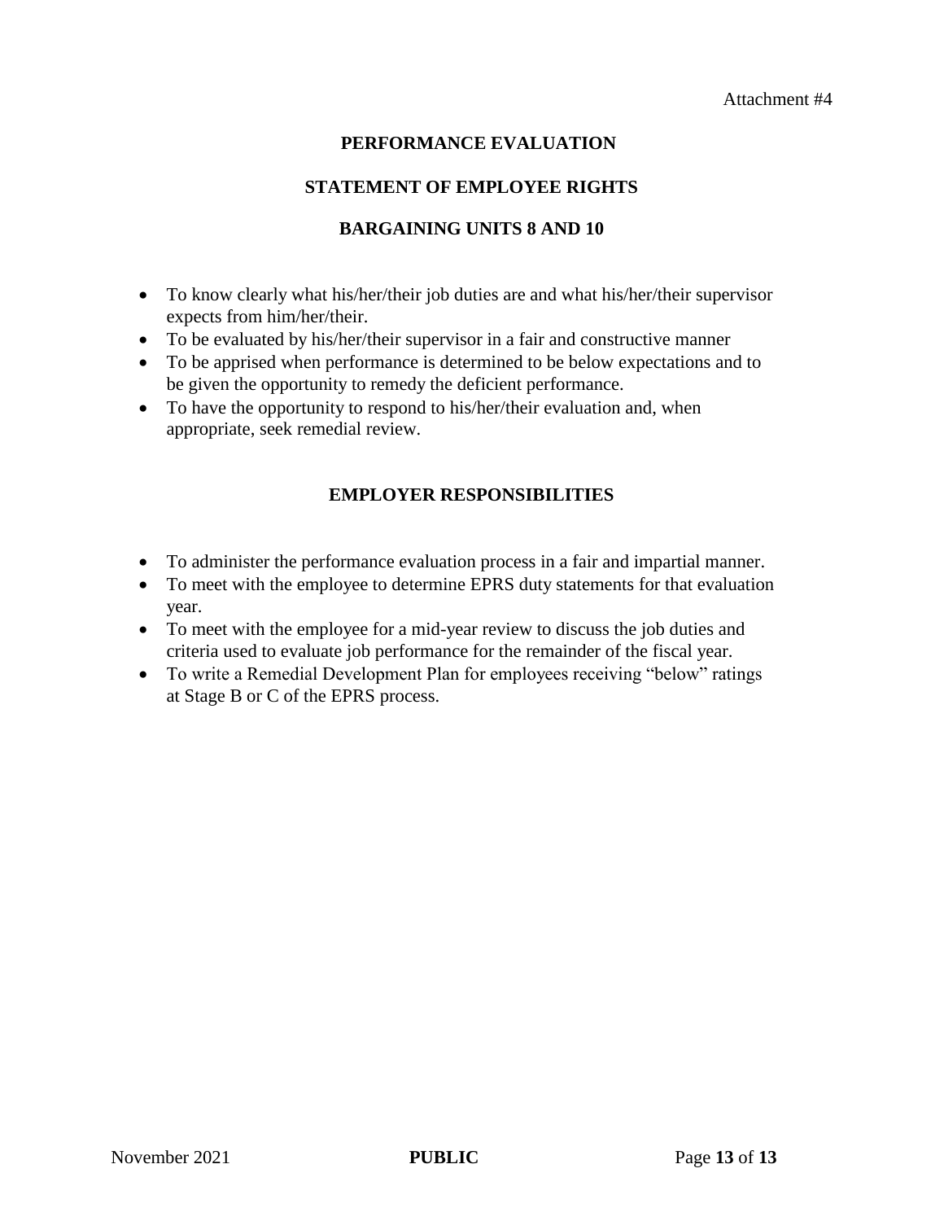Attachment #4

## PERFORMANCE EVALUATION

## STATEMENT OF EMPLOYEE RIGHTS

## BARGAINING UNITS 8 AND 10

- To know clearly what his/her/their job duties are and what his/her/their supervisor expects from him/her/their.
- To be evaluated by his/her/their supervisor in a fair and constructive manner
- To be apprised when performance is determined to be below expectations and to be given the opportunity to remedy the deficient performance.
- To have the opportunity to respond to his/her/their evaluation and, when appropriate, seek remedial review.

## EMPLOYER RESPONSIBILITIES

- To administer the performance evaluation process in a fair and impartial manner.
- To meet with the employee to determine EPRS duty statements for that evaluation year.
- To meet with the employee for a mid-year review to discuss the job duties and criteria used to evaluate job performance for the remainder of the fiscal year.
- To write a Remedial Development Plan for employees receiving "below" ratings at Stage B or C of the EPRS process.